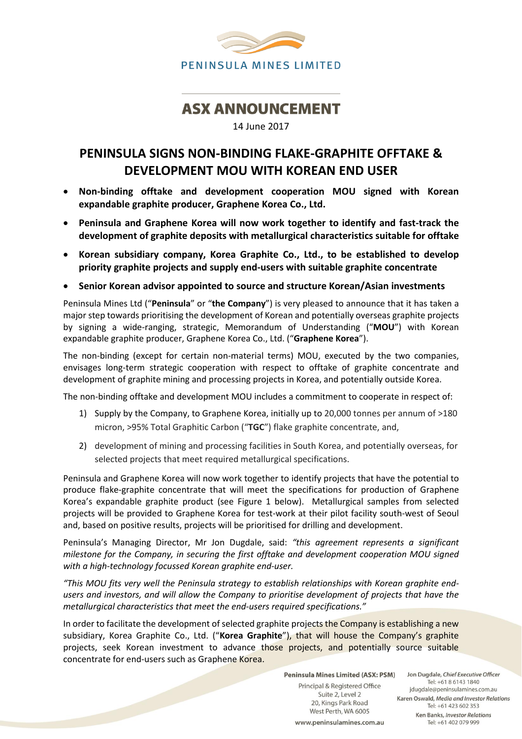PENINSULA MINES LIMITED

# ASX ANNOUNCEMENT

14 June 2017

## PENINSULA SIGNS NON-BINDING FLAKE-GRAPHITE OFFTAKE & DEVELOPMENT MOU WITH KOREAN END USER

- **Non-binding offtake and development cooperation MOU signed with Korean expandable graphite producer, Graphene Korea Co., Ltd.**
- **Peninsula and Graphene Korea will now work together to identify and fast-track the development of graphite deposits with metallurgical characteristics suitable for offtake**
- **Korean subsidiary company, Korea Graphite Co., Ltd., to be established to develop priority graphite projects and supply end-users with suitable graphite concentrate**
- **Senior Korean advisor appointed to source and structure Korean/Asian investments**

Peninsula Mines Ltd ("**Peninsula**" or "**the Company**") is very pleased to announce that it has taken a major step towards prioritising the development of Korean and potentially overseas graphite projects by signing a wide-ranging, strategic, Memorandum of Understanding ("**MOU**") with Korean expandable graphite producer, Graphene Korea Co., Ltd. ("**Graphene Korea**").

The non-binding (except for certain non-material terms) MOU, executed by the two companies, envisages long-term strategic cooperation with respect to offtake of graphite concentrate and development of graphite mining and processing projects in Korea, and potentially outside Korea.

The non-binding offtake and development MOU includes a commitment to cooperate in respect of:

1) Supply by the Company, to Graphene Korea, initially up to 20,000 tonnes per annum of >180 micron, >95% Total Graphitic Carbon ("**TGC**") flake graphite concentrate, and,
2) development of mining and processing facilities in South Korea, and potentially overseas, for selected projects that meet required metallurgical specifications.

Peninsula and Graphene Korea will now work together to identify projects that have the potential to produce flake-graphite concentrate that will meet the specifications for production of Graphene Korea's expandable graphite product (see Figure 1 below). Metallurgical samples from selected projects will be provided to Graphene Korea for test-work at their pilot facility south-west of Seoul and, based on positive results, projects will be prioritised for drilling and development.

Peninsula's Managing Director, Mr Jon Dugdale, said: *"this agreement represents a significant milestone for the Company, in securing the first offtake and development cooperation MOU signed with a high-technology focussed Korean graphite end-user.*

*"This MOU fits very well the Peninsula strategy to establish relationships with Korean graphite end-users and investors, and will allow the Company to prioritise development of projects that have the metallurgical characteristics that meet the end-users required specifications."*

In order to facilitate the development of selected graphite projects the Company is establishing a new subsidiary, Korea Graphite Co., Ltd. ("**Korea Graphite**"), that will house the Company's graphite projects, seek Korean investment to advance those projects, and potentially source suitable concentrate for end-users such as Graphene Korea.

**Peninsula Mines Limited (ASX: PSM)**
Principal & Registered Office
Suite 2, Level 2
20, Kings Park Road
West Perth, WA 6005
www.peninsulamines.com.au

Jon Dugdale, *Chief Executive Officer*
Tel: +61 8 6143 1840
jdugdale@peninsulamines.com.au
Karen Oswald, *Media and Investor Relations*
Tel: +61 423 602 353
Ken Banks, *Investor Relations*
Tel: +61 402 079 999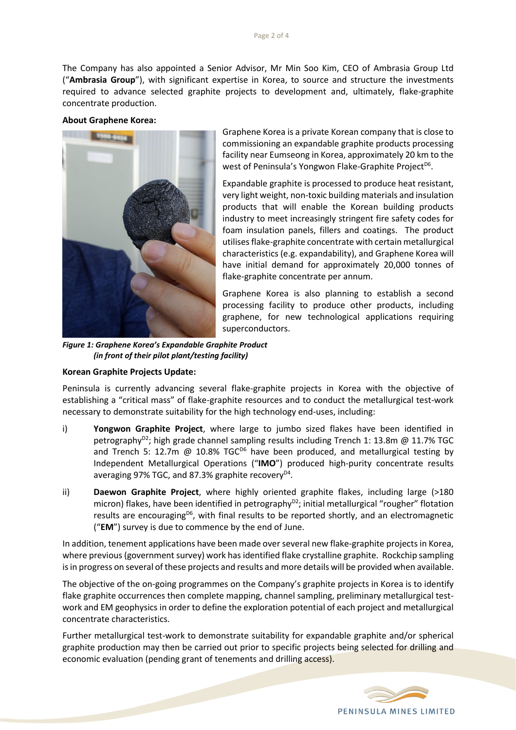The Company has also appointed a Senior Advisor, Mr Min Soo Kim, CEO of Ambrasia Group Ltd ("**Ambrasia Group**"), with significant expertise in Korea, to source and structure the investments required to advance selected graphite projects to development and, ultimately, flake-graphite concentrate production.

**About Graphene Korea:**

Graphene Korea is a private Korean company that is close to commissioning an expandable graphite products processing facility near Eumseong in Korea, approximately 20 km to the west of Peninsula's Yongwon Flake-Graphite Project[D6].

Expandable graphite is processed to produce heat resistant, very light weight, non-toxic building materials and insulation products that will enable the Korean building products industry to meet increasingly stringent fire safety codes for foam insulation panels, fillers and coatings. The product utilises flake-graphite concentrate with certain metallurgical characteristics (e.g. expandability), and Graphene Korea will have initial demand for approximately 20,000 tonnes of flake-graphite concentrate per annum.

Graphene Korea is also planning to establish a second processing facility to produce other products, including graphene, for new technological applications requiring superconductors.

***Figure 1: Graphene Korea's Expandable Graphite Product (in front of their pilot plant/testing facility)***

**Korean Graphite Projects Update:**

Peninsula is currently advancing several flake-graphite projects in Korea with the objective of establishing a "critical mass" of flake-graphite resources and to conduct the metallurgical test-work necessary to demonstrate suitability for the high technology end-uses, including:

i) **Yongwon Graphite Project**, where large to jumbo sized flakes have been identified in petrography[D2]; high grade channel sampling results including Trench 1: 13.8m @ 11.7% TGC and Trench 5: 12.7m @ 10.8% TGC[D6] have been produced, and metallurgical testing by Independent Metallurgical Operations ("**IMO**") produced high-purity concentrate results averaging 97% TGC, and 87.3% graphite recovery[D4].

ii) **Daewon Graphite Project**, where highly oriented graphite flakes, including large (>180 micron) flakes, have been identified in petrography[D2]; initial metallurgical "rougher" flotation results are encouraging[D6], with final results to be reported shortly, and an electromagnetic ("**EM**") survey is due to commence by the end of June.

In addition, tenement applications have been made over several new flake-graphite projects in Korea, where previous (government survey) work has identified flake crystalline graphite. Rockchip sampling is in progress on several of these projects and results and more details will be provided when available.

The objective of the on-going programmes on the Company's graphite projects in Korea is to identify flake graphite occurrences then complete mapping, channel sampling, preliminary metallurgical test-work and EM geophysics in order to define the exploration potential of each project and metallurgical concentrate characteristics.

Further metallurgical test-work to demonstrate suitability for expandable graphite and/or spherical graphite production may then be carried out prior to specific projects being selected for drilling and economic evaluation (pending grant of tenements and drilling access).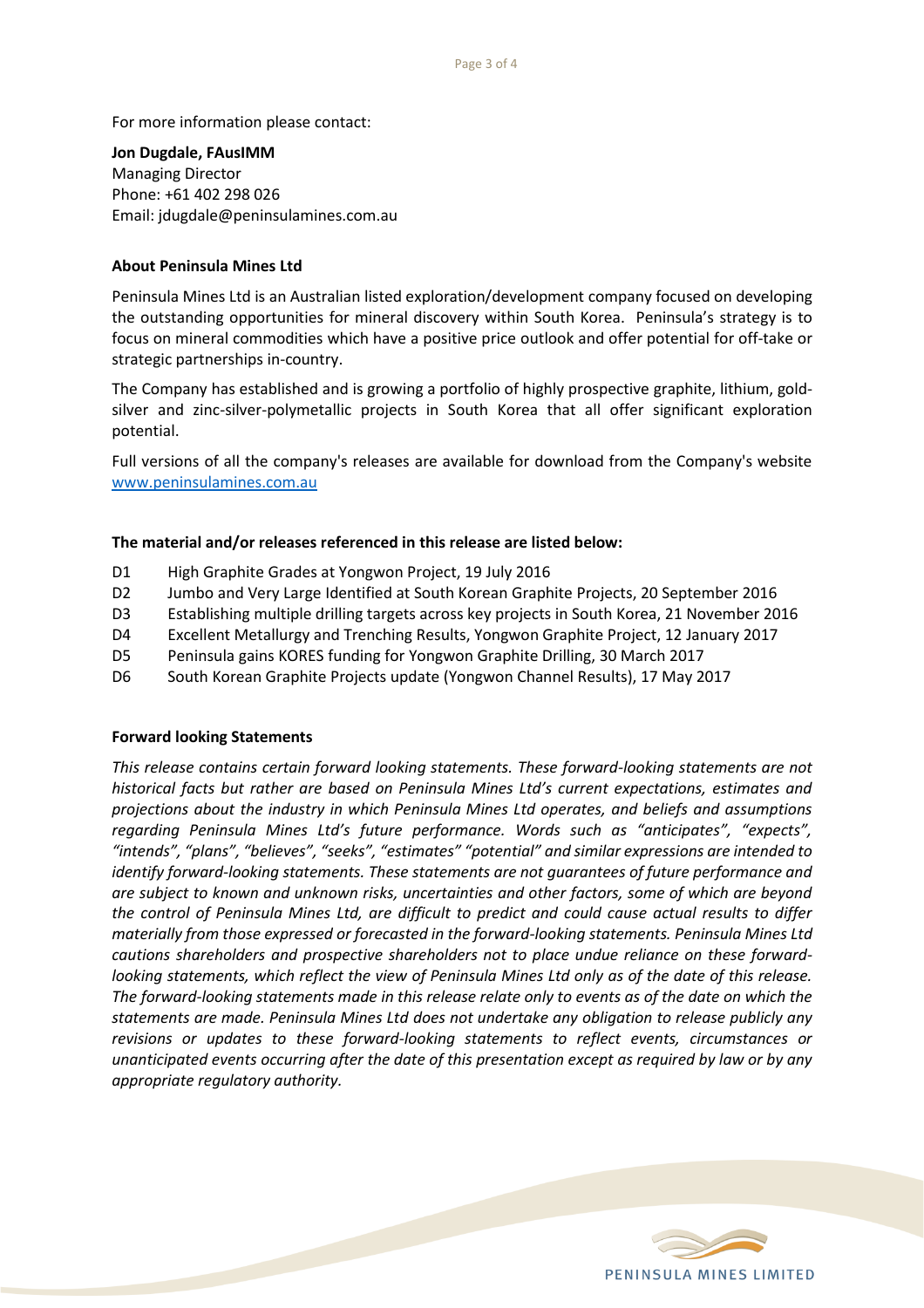For more information please contact:

**Jon Dugdale, FAusIMM**
Managing Director
Phone: +61 402 298 026
Email: jdugdale@peninsulamines.com.au

**About Peninsula Mines Ltd**

Peninsula Mines Ltd is an Australian listed exploration/development company focused on developing the outstanding opportunities for mineral discovery within South Korea. Peninsula's strategy is to focus on mineral commodities which have a positive price outlook and offer potential for off-take or strategic partnerships in-country.

The Company has established and is growing a portfolio of highly prospective graphite, lithium, gold-silver and zinc-silver-polymetallic projects in South Korea that all offer significant exploration potential.

Full versions of all the company's releases are available for download from the Company's website [www.peninsulamines.com.au](www.peninsulamines.com.au)

**The material and/or releases referenced in this release are listed below:**

- D1 High Graphite Grades at Yongwon Project, 19 July 2016
- D2 Jumbo and Very Large Identified at South Korean Graphite Projects, 20 September 2016
- D3 Establishing multiple drilling targets across key projects in South Korea, 21 November 2016
- D4 Excellent Metallurgy and Trenching Results, Yongwon Graphite Project, 12 January 2017
- D5 Peninsula gains KORES funding for Yongwon Graphite Drilling, 30 March 2017
- D6 South Korean Graphite Projects update (Yongwon Channel Results), 17 May 2017

**Forward looking Statements**

*This release contains certain forward looking statements. These forward-looking statements are not historical facts but rather are based on Peninsula Mines Ltd's current expectations, estimates and projections about the industry in which Peninsula Mines Ltd operates, and beliefs and assumptions regarding Peninsula Mines Ltd's future performance. Words such as "anticipates", "expects", "intends", "plans", "believes", "seeks", "estimates" "potential" and similar expressions are intended to identify forward-looking statements. These statements are not guarantees of future performance and are subject to known and unknown risks, uncertainties and other factors, some of which are beyond the control of Peninsula Mines Ltd, are difficult to predict and could cause actual results to differ materially from those expressed or forecasted in the forward-looking statements. Peninsula Mines Ltd cautions shareholders and prospective shareholders not to place undue reliance on these forward-looking statements, which reflect the view of Peninsula Mines Ltd only as of the date of this release. The forward-looking statements made in this release relate only to events as of the date on which the statements are made. Peninsula Mines Ltd does not undertake any obligation to release publicly any revisions or updates to these forward-looking statements to reflect events, circumstances or unanticipated events occurring after the date of this presentation except as required by law or by any appropriate regulatory authority.*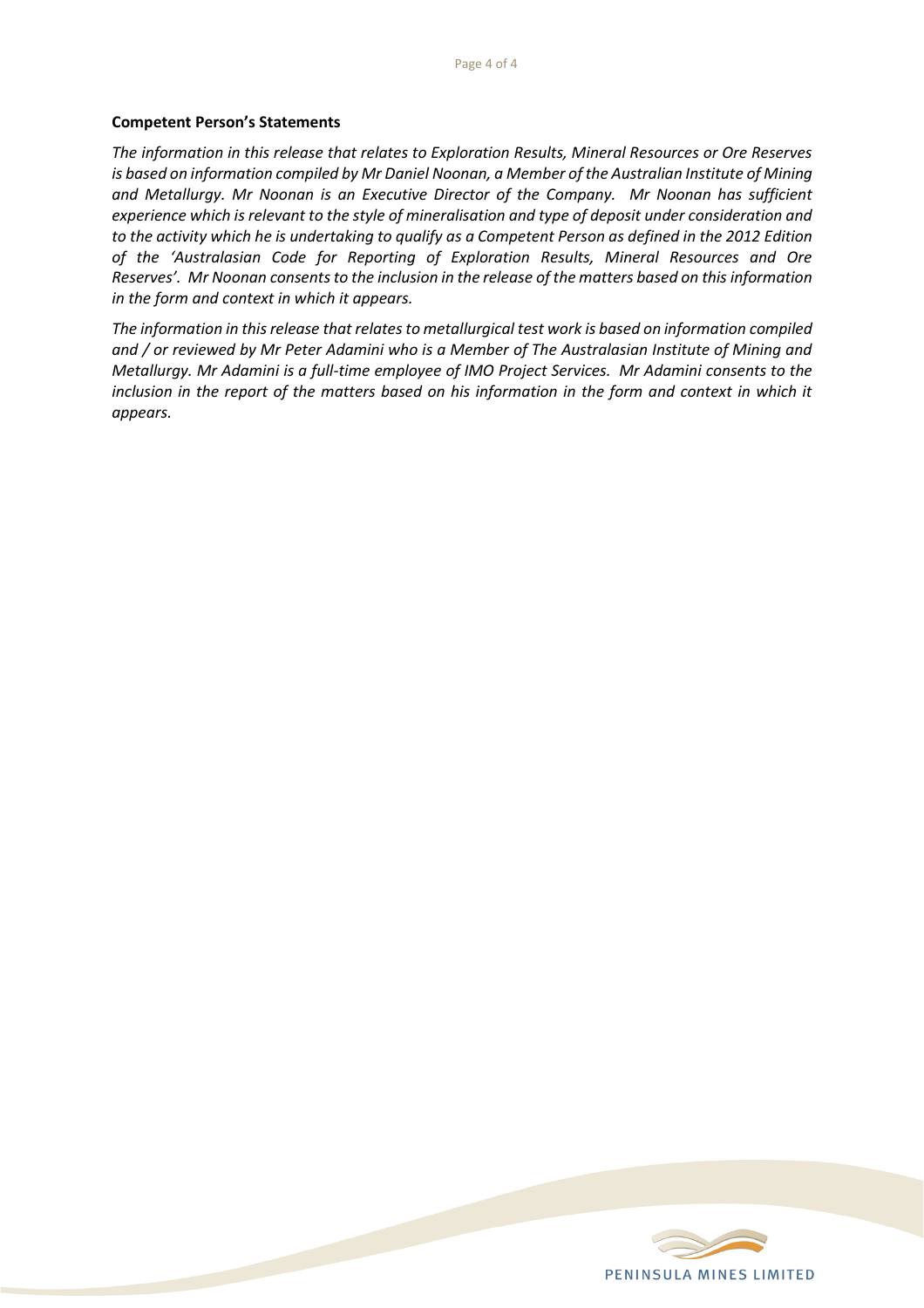**Competent Person's Statements**

*The information in this release that relates to Exploration Results, Mineral Resources or Ore Reserves is based on information compiled by Mr Daniel Noonan, a Member of the Australian Institute of Mining and Metallurgy. Mr Noonan is an Executive Director of the Company. Mr Noonan has sufficient experience which is relevant to the style of mineralisation and type of deposit under consideration and to the activity which he is undertaking to qualify as a Competent Person as defined in the 2012 Edition of the 'Australasian Code for Reporting of Exploration Results, Mineral Resources and Ore Reserves'. Mr Noonan consents to the inclusion in the release of the matters based on this information in the form and context in which it appears.*

*The information in this release that relates to metallurgical test work is based on information compiled and / or reviewed by Mr Peter Adamini who is a Member of The Australasian Institute of Mining and Metallurgy. Mr Adamini is a full-time employee of IMO Project Services. Mr Adamini consents to the inclusion in the report of the matters based on his information in the form and context in which it appears.*